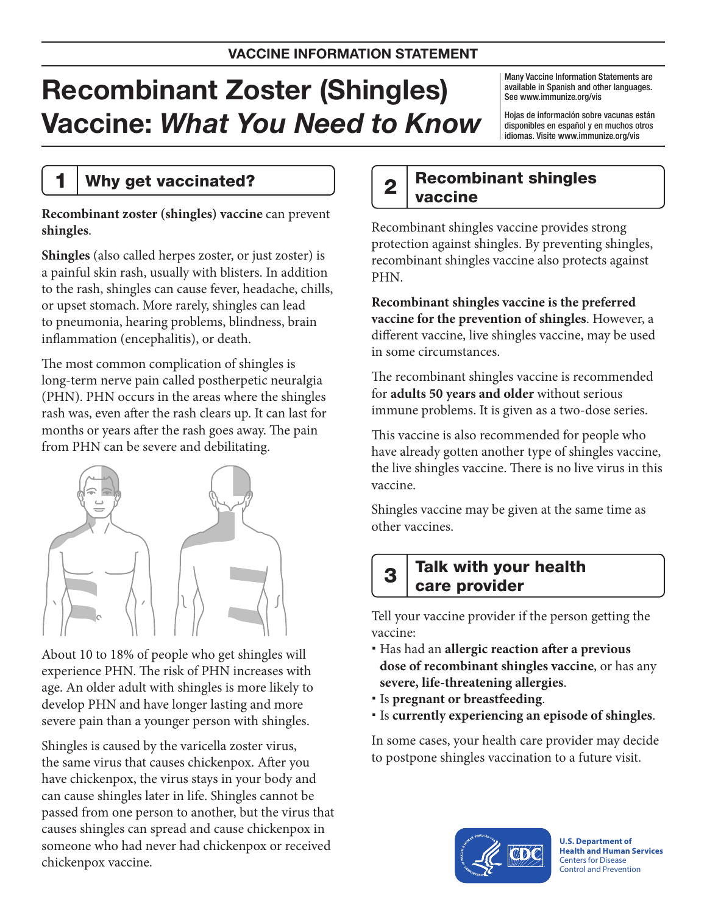VACCINE INFORMATION STATEMENT

# Recombinant Zoster (Shingles) Vaccine: *What You Need to Know*

Many Vaccine Information Statements are available in Spanish and other languages. See www.immunize.org/vis

Hojas de información sobre vacunas están disponibles en español y en muchos otros idiomas. Visite www.immunize.org/vis

## 1 Why get vaccinated?

**Recombinant zoster (shingles) vaccine** can prevent **shingles**.

**Shingles** (also called herpes zoster, or just zoster) is a painful skin rash, usually with blisters. In addition to the rash, shingles can cause fever, headache, chills, or upset stomach. More rarely, shingles can lead to pneumonia, hearing problems, blindness, brain inflammation (encephalitis), or death.

The most common complication of shingles is long-term nerve pain called postherpetic neuralgia (PHN). PHN occurs in the areas where the shingles rash was, even after the rash clears up. It can last for months or years after the rash goes away. The pain from PHN can be severe and debilitating.

About 10 to 18% of people who get shingles will experience PHN. The risk of PHN increases with age. An older adult with shingles is more likely to develop PHN and have longer lasting and more severe pain than a younger person with shingles.

Shingles is caused by the varicella zoster virus, the same virus that causes chickenpox. After you have chickenpox, the virus stays in your body and can cause shingles later in life. Shingles cannot be passed from one person to another, but the virus that causes shingles can spread and cause chickenpox in someone who had never had chickenpox or received chickenpox vaccine.

## 2 Recombinant shingles vaccine

Recombinant shingles vaccine provides strong protection against shingles. By preventing shingles, recombinant shingles vaccine also protects against PHN.

**Recombinant shingles vaccine is the preferred vaccine for the prevention of shingles**. However, a different vaccine, live shingles vaccine, may be used in some circumstances.

The recombinant shingles vaccine is recommended for **adults 50 years and older** without serious immune problems. It is given as a two-dose series.

This vaccine is also recommended for people who have already gotten another type of shingles vaccine, the live shingles vaccine. There is no live virus in this vaccine.

Shingles vaccine may be given at the same time as other vaccines.

## 3 Talk with your health care provider

Tell your vaccine provider if the person getting the vaccine:

- Has had an **allergic reaction after a previous dose of recombinant shingles vaccine**, or has any **severe, life-threatening allergies**.
- Is **pregnant or breastfeeding**.
- Is **currently experiencing an episode of shingles**.

In some cases, your health care provider may decide to postpone shingles vaccination to a future visit.

U.S. Department of Health and Human Services
Centers for Disease Control and Prevention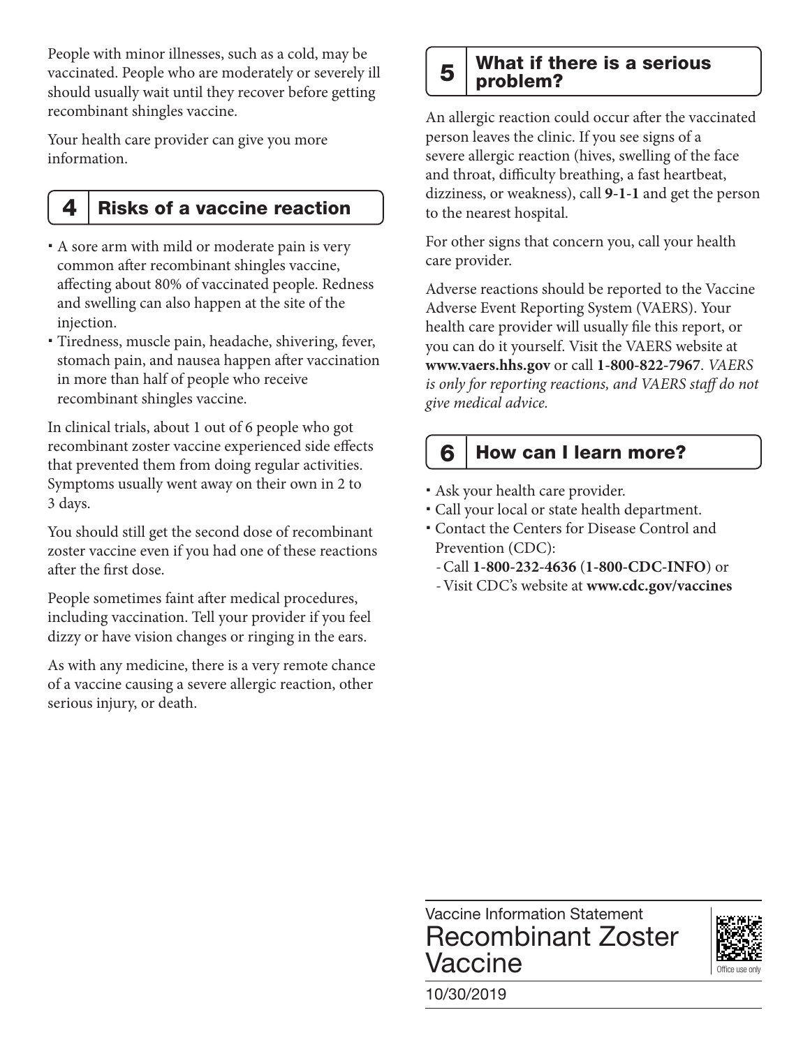People with minor illnesses, such as a cold, may be vaccinated. People who are moderately or severely ill should usually wait until they recover before getting recombinant shingles vaccine.

Your health care provider can give you more information.

## 4 Risks of a vaccine reaction

- A sore arm with mild or moderate pain is very common after recombinant shingles vaccine, affecting about 80% of vaccinated people. Redness and swelling can also happen at the site of the injection.
- Tiredness, muscle pain, headache, shivering, fever, stomach pain, and nausea happen after vaccination in more than half of people who receive recombinant shingles vaccine.

In clinical trials, about 1 out of 6 people who got recombinant zoster vaccine experienced side effects that prevented them from doing regular activities. Symptoms usually went away on their own in 2 to 3 days.

You should still get the second dose of recombinant zoster vaccine even if you had one of these reactions after the first dose.

People sometimes faint after medical procedures, including vaccination. Tell your provider if you feel dizzy or have vision changes or ringing in the ears.

As with any medicine, there is a very remote chance of a vaccine causing a severe allergic reaction, other serious injury, or death.

## 5 What if there is a serious problem?

An allergic reaction could occur after the vaccinated person leaves the clinic. If you see signs of a severe allergic reaction (hives, swelling of the face and throat, difficulty breathing, a fast heartbeat, dizziness, or weakness), call **9-1-1** and get the person to the nearest hospital.

For other signs that concern you, call your health care provider.

Adverse reactions should be reported to the Vaccine Adverse Event Reporting System (VAERS). Your health care provider will usually file this report, or you can do it yourself. Visit the VAERS website at **www.vaers.hhs.gov** or call **1-800-822-7967**. *VAERS is only for reporting reactions, and VAERS staff do not give medical advice.*

## 6 How can I learn more?

- Ask your health care provider.
- Call your local or state health department.
- Contact the Centers for Disease Control and Prevention (CDC):
  - Call **1-800-232-4636** (**1-800-CDC-INFO**) or
  - Visit CDC's website at **www.cdc.gov/vaccines**

Vaccine Information Statement
Recombinant Zoster Vaccine

10/30/2019

Office use only